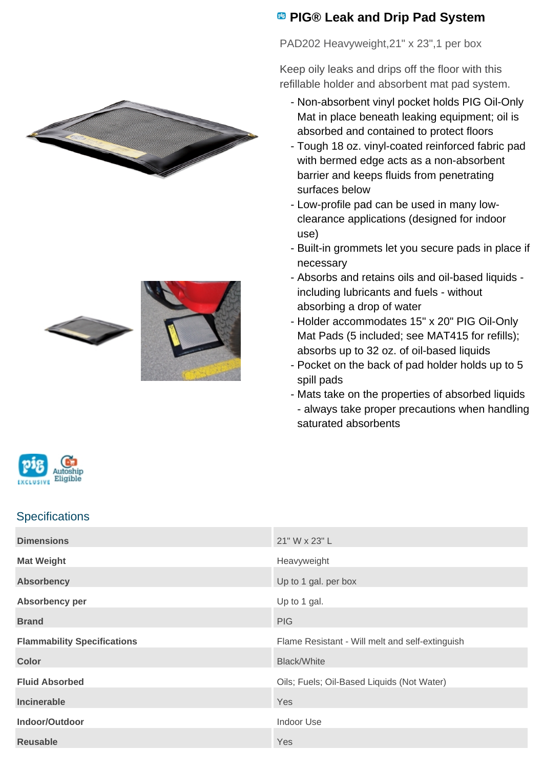# PIG® Leak and Drip Pad System

PAD202 Heavyweight,21" x 23",1 per box

Keep oily leaks and drips off the floor with this refillable holder and absorbent mat pad system.

- Non-absorbent vinyl pocket holds PIG Oil-Only Mat in place beneath leaking equipment; oil is absorbed and contained to protect floors
- Tough 18 oz. vinyl-coated reinforced fabric pad with bermed edge acts as a non-absorbent barrier and keeps fluids from penetrating surfaces below
- Low-profile pad can be used in many low-clearance applications (designed for indoor use)
- Built-in grommets let you secure pads in place if necessary
- Absorbs and retains oils and oil-based liquids - including lubricants and fuels - without absorbing a drop of water
- Holder accommodates 15" x 20" PIG Oil-Only Mat Pads (5 included; see MAT415 for refills); absorbs up to 32 oz. of oil-based liquids
- Pocket on the back of pad holder holds up to 5 spill pads
- Mats take on the properties of absorbed liquids - always take proper precautions when handling saturated absorbents

## Specifications

| | |
|---|---|
| **Dimensions** | 21" W x 23" L |
| **Mat Weight** | Heavyweight |
| **Absorbency** | Up to 1 gal. per box |
| **Absorbency per** | Up to 1 gal. |
| **Brand** | PIG |
| **Flammability Specifications** | Flame Resistant - Will melt and self-extinguish |
| **Color** | Black/White |
| **Fluid Absorbed** | Oils; Fuels; Oil-Based Liquids (Not Water) |
| **Incinerable** | Yes |
| **Indoor/Outdoor** | Indoor Use |
| **Reusable** | Yes |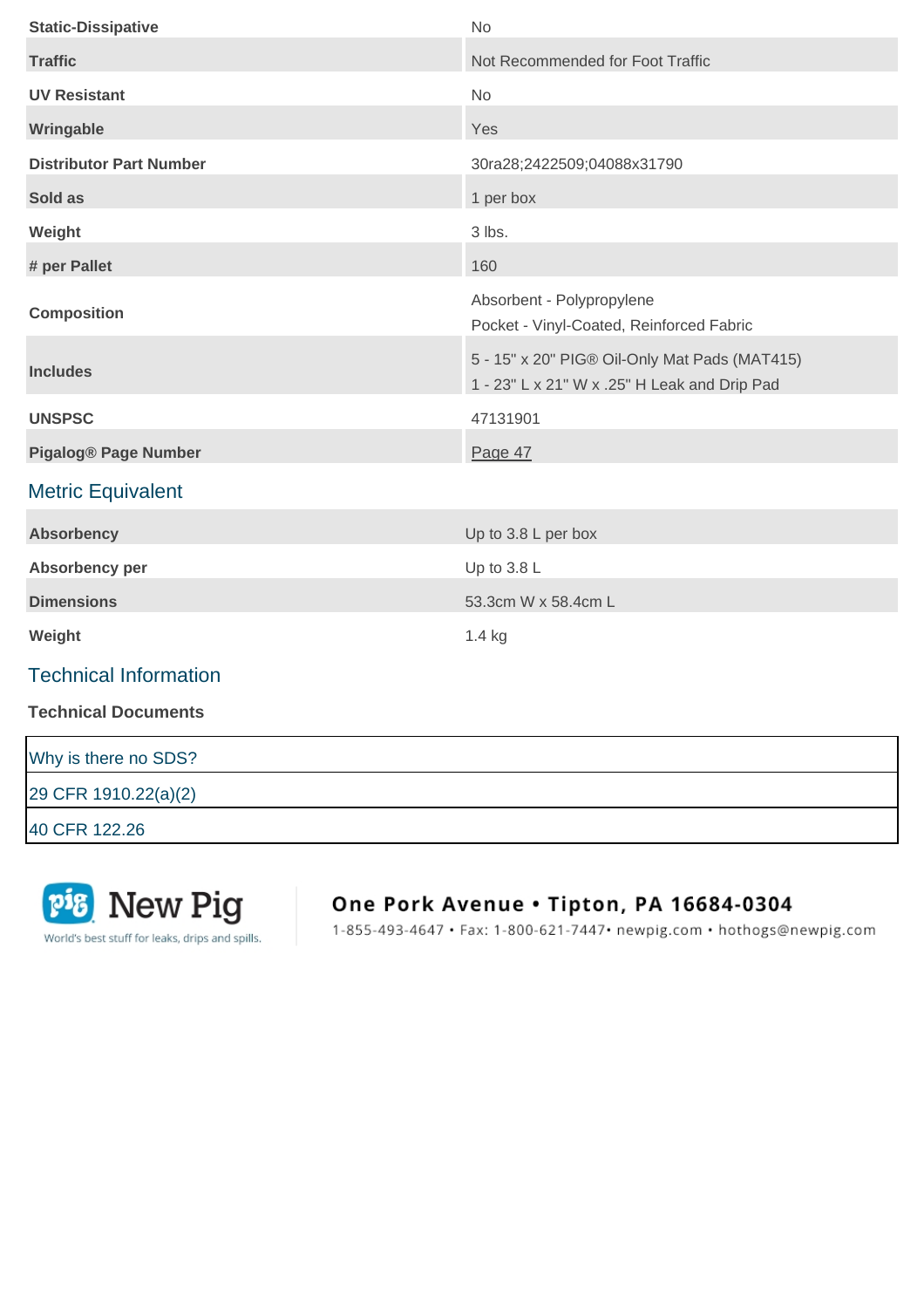| | |
|---|---|
| **Static-Dissipative** | No |
| **Traffic** | Not Recommended for Foot Traffic |
| **UV Resistant** | No |
| **Wringable** | Yes |
| **Distributor Part Number** | 30ra28;2422509;04088x31790 |
| **Sold as** | 1 per box |
| **Weight** | 3 lbs. |
| **# per Pallet** | 160 |
| **Composition** | Absorbent - Polypropylene<br>Pocket - Vinyl-Coated, Reinforced Fabric |
| **Includes** | 5 - 15" x 20" PIG® Oil-Only Mat Pads (MAT415)<br>1 - 23" L x 21" W x .25" H Leak and Drip Pad |
| **UNSPSC** | 47131901 |
| **Pigalog® Page Number** | Page 47 |

## Metric Equivalent

| | |
|---|---|
| **Absorbency** | Up to 3.8 L per box |
| **Absorbency per** | Up to 3.8 L |
| **Dimensions** | 53.3cm W x 58.4cm L |
| **Weight** | 1.4 kg |

## Technical Information

### Technical Documents

- Why is there no SDS?
- 29 CFR 1910.22(a)(2)
- 40 CFR 122.26

New Pig
World's best stuff for leaks, drips and spills.

**One Pork Avenue • Tipton, PA 16684-0304**
1-855-493-4647 • Fax: 1-800-621-7447• newpig.com • hothogs@newpig.com